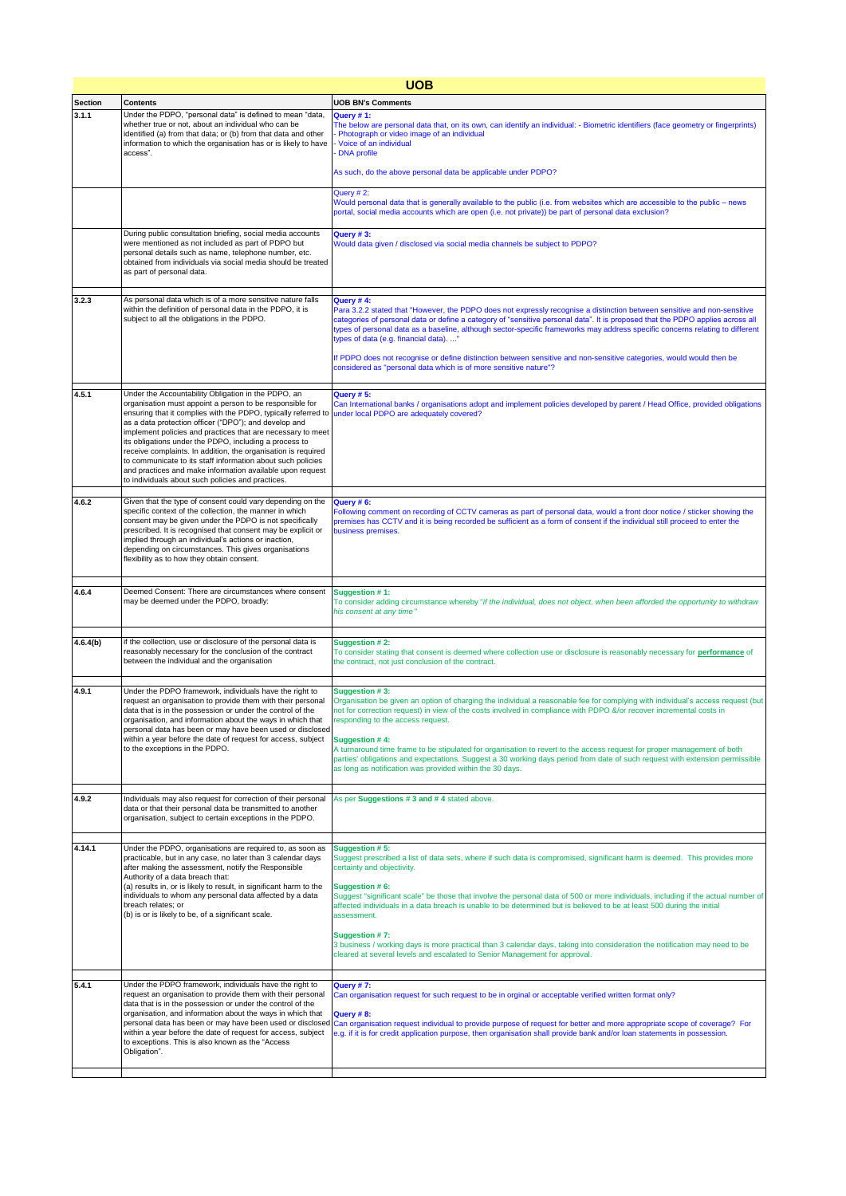# UOB

| Section | Contents | UOB BN's Comments |
|---|---|---|
| 3.1.1 | Under the PDPO, "personal data" is defined to mean "data, whether true or not, about an individual who can be identified (a) from that data; or (b) from that data and other information to which the organisation has or is likely to have access". | **Query # 1:**<br>The below are personal data that, on its own, can identify an individual: - Biometric identifiers (face geometry or fingerprints)<br>- Photograph or video image of an individual<br>- Voice of an individual<br>- DNA profile<br><br>As such, do the above personal data be applicable under PDPO? |
| | | Query # 2:<br>Would personal data that is generally available to the public (i.e. from websites which are accessible to the public – news portal, social media accounts which are open (i.e. not private)) be part of personal data exclusion? |
| | During public consultation briefing, social media accounts were mentioned as not included as part of PDPO but personal details such as name, telephone number, etc. obtained from individuals via social media should be treated as part of personal data. | **Query # 3:**<br>Would data given / disclosed via social media channels be subject to PDPO? |
| 3.2.3 | As personal data which is of a more sensitive nature falls within the definition of personal data in the PDPO, it is subject to all the obligations in the PDPO. | **Query # 4:**<br>Para 3.2.2 stated that "However, the PDPO does not expressly recognise a distinction between sensitive and non-sensitive categories of personal data or define a category of "sensitive personal data". It is proposed that the PDPO applies across all types of personal data as a baseline, although sector-specific frameworks may address specific concerns relating to different types of data (e.g. financial data). ..."<br><br>If PDPO does not recognise or define distinction between sensitive and non-sensitive categories, would would then be considered as "personal data which is of more sensitive nature"? |
| 4.5.1 | Under the Accountability Obligation in the PDPO, an organisation must appoint a person to be responsible for ensuring that it complies with the PDPO, typically referred to as a data protection officer ("DPO"); and develop and implement policies and practices that are necessary to meet its obligations under the PDPO, including a process to receive complaints. In addition, the organisation is required to communicate to its staff information about such policies and practices and make information available upon request to individuals about such policies and practices. | **Query # 5:**<br>Can International banks / organisations adopt and implement policies developed by parent / Head Office, provided obligations under local PDPO are adequately covered? |
| 4.6.2 | Given that the type of consent could vary depending on the specific context of the collection, the manner in which consent may be given under the PDPO is not specifically prescribed. It is recognised that consent may be explicit or implied through an individual's actions or inaction, depending on circumstances. This gives organisations flexibility as to how they obtain consent. | **Query # 6:**<br>Following comment on recording of CCTV cameras as part of personal data, would a front door notice / sticker showing the premises has CCTV and it is being recorded be sufficient as a form of consent if the individual still proceed to enter the business premises. |
| 4.6.4 | Deemed Consent: There are circumstances where consent may be deemed under the PDPO, broadly: | **Suggestion # 1:**<br>To consider adding circumstance whereby "*if the individual, does not object, when been afforded the opportunity to withdraw his consent at any time*" |
| 4.6.4(b) | if the collection, use or disclosure of the personal data is reasonably necessary for the conclusion of the contract between the individual and the organisation | **Suggestion # 2:**<br>To consider stating that consent is deemed where collection use or disclosure is reasonably necessary for **performance** of the contract, not just conclusion of the contract. |
| 4.9.1 | Under the PDPO framework, individuals have the right to request an organisation to provide them with their personal data that is in the possession or under the control of the organisation, and information about the ways in which that personal data has been or may have been used or disclosed within a year before the date of request for access, subject to the exceptions in the PDPO. | **Suggestion # 3:**<br>Organisation be given an option of charging the individual a reasonable fee for complying with individual's access request (but not for correction request) in view of the costs involved in compliance with PDPO &/or recover incremental costs in responding to the access request.<br><br>**Suggestion # 4:**<br>A turnaround time frame to be stipulated for organisation to revert to the access request for proper management of both parties' obligations and expectations. Suggest a 30 working days period from date of such request with extension permissible as long as notification was provided within the 30 days. |
| 4.9.2 | Individuals may also request for correction of their personal data or that their personal data be transmitted to another organisation, subject to certain exceptions in the PDPO. | As per **Suggestions # 3 and # 4** stated above. |
| 4.14.1 | Under the PDPO, organisations are required to, as soon as practicable, but in any case, no later than 3 calendar days after making the assessment, notify the Responsible Authority of a data breach that:<br>(a) results in, or is likely to result, in significant harm to the individuals to whom any personal data affected by a data breach relates; or<br>(b) is or is likely to be, of a significant scale. | **Suggestion # 5:**<br>Suggest prescribed a list of data sets, where if such data is compromised, significant harm is deemed. This provides more certainty and objectivity.<br><br>**Suggestion # 6:**<br>Suggest "significant scale" be those that involve the personal data of 500 or more individuals, including if the actual number of affected individuals in a data breach is unable to be determined but is believed to be at least 500 during the initial assessment.<br><br>**Suggestion # 7:**<br>3 business / working days is more practical than 3 calendar days, taking into consideration the notification may need to be cleared at several levels and escalated to Senior Management for approval. |
| 5.4.1 | Under the PDPO framework, individuals have the right to request an organisation to provide them with their personal data that is in the possession or under the control of the organisation, and information about the ways in which that personal data has been or may have been used or disclosed within a year before the date of request for access, subject to exceptions. This is also known as the "Access Obligation". | **Query # 7:**<br>Can organisation request for such request to be in orginal or acceptable verified written format only?<br><br>**Query # 8:**<br>Can organisation request individual to provide purpose of request for better and more appropriate scope of coverage? For e.g. if it is for credit application purpose, then organisation shall provide bank and/or loan statements in possession. |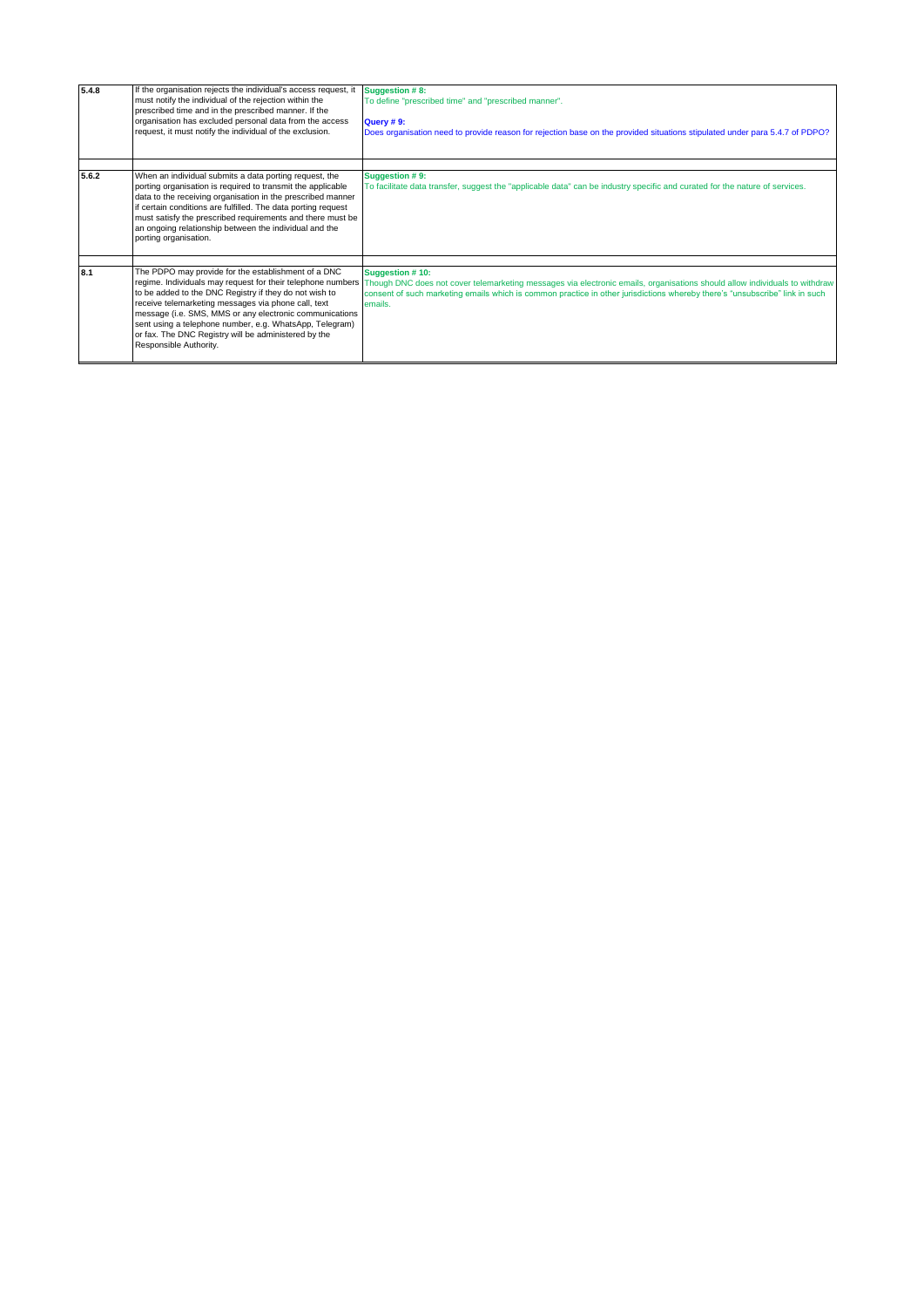| | | |
|---|---|---|
| **5.4.8** | If the organisation rejects the individual's access request, it must notify the individual of the rejection within the prescribed time and in the prescribed manner. If the organisation has excluded personal data from the access request, it must notify the individual of the exclusion. | **Suggestion # 8:**<br>To define "prescribed time" and "prescribed manner".<br><br>**Query # 9:**<br>Does organisation need to provide reason for rejection base on the provided situations stipulated under para 5.4.7 of PDPO? |
| | | |
| **5.6.2** | When an individual submits a data porting request, the porting organisation is required to transmit the applicable data to the receiving organisation in the prescribed manner if certain conditions are fulfilled. The data porting request must satisfy the prescribed requirements and there must be an ongoing relationship between the individual and the porting organisation. | **Suggestion # 9:**<br>To facilitate data transfer, suggest the "applicable data" can be industry specific and curated for the nature of services. |
| | | |
| **8.1** | The PDPO may provide for the establishment of a DNC regime. Individuals may request for their telephone numbers to be added to the DNC Registry if they do not wish to receive telemarketing messages via phone call, text message (i.e. SMS, MMS or any electronic communications sent using a telephone number, e.g. WhatsApp, Telegram) or fax. The DNC Registry will be administered by the Responsible Authority. | **Suggestion # 10:**<br>Though DNC does not cover telemarketing messages via electronic emails, organisations should allow individuals to withdraw consent of such marketing emails which is common practice in other jurisdictions whereby there's "unsubscribe" link in such emails. |